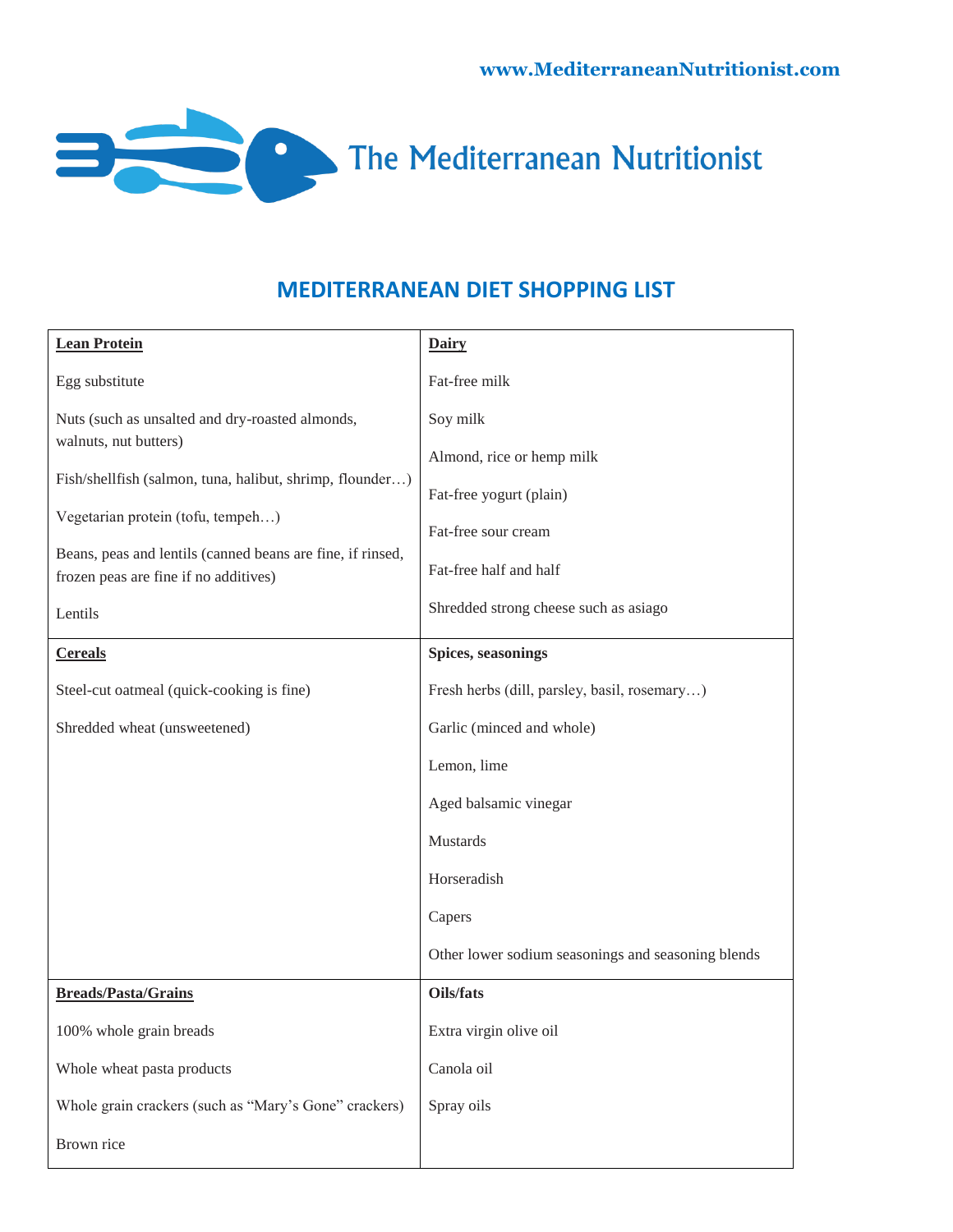www.MediterraneanNutritionist.com

The Mediterranean Nutritionist

## MEDITERRANEAN DIET SHOPPING LIST

| **Lean Protein** | **Dairy** |
|---|---|
| Egg substitute | Fat-free milk |
| Nuts (such as unsalted and dry-roasted almonds, walnuts, nut butters) | Soy milk |
| Fish/shellfish (salmon, tuna, halibut, shrimp, flounder…) | Almond, rice or hemp milk |
| Vegetarian protein (tofu, tempeh…) | Fat-free yogurt (plain) |
| Beans, peas and lentils (canned beans are fine, if rinsed, frozen peas are fine if no additives) | Fat-free sour cream |
| Lentils | Fat-free half and half |
| | Shredded strong cheese such as asiago |

| **Cereals** | **Spices, seasonings** |
|---|---|
| Steel-cut oatmeal (quick-cooking is fine) | Fresh herbs (dill, parsley, basil, rosemary…) |
| Shredded wheat (unsweetened) | Garlic (minced and whole) |
| | Lemon, lime |
| | Aged balsamic vinegar |
| | Mustards |
| | Horseradish |
| | Capers |
| | Other lower sodium seasonings and seasoning blends |

| **Breads/Pasta/Grains** | **Oils/fats** |
|---|---|
| 100% whole grain breads | Extra virgin olive oil |
| Whole wheat pasta products | Canola oil |
| Whole grain crackers (such as "Mary's Gone" crackers) | Spray oils |
| Brown rice | |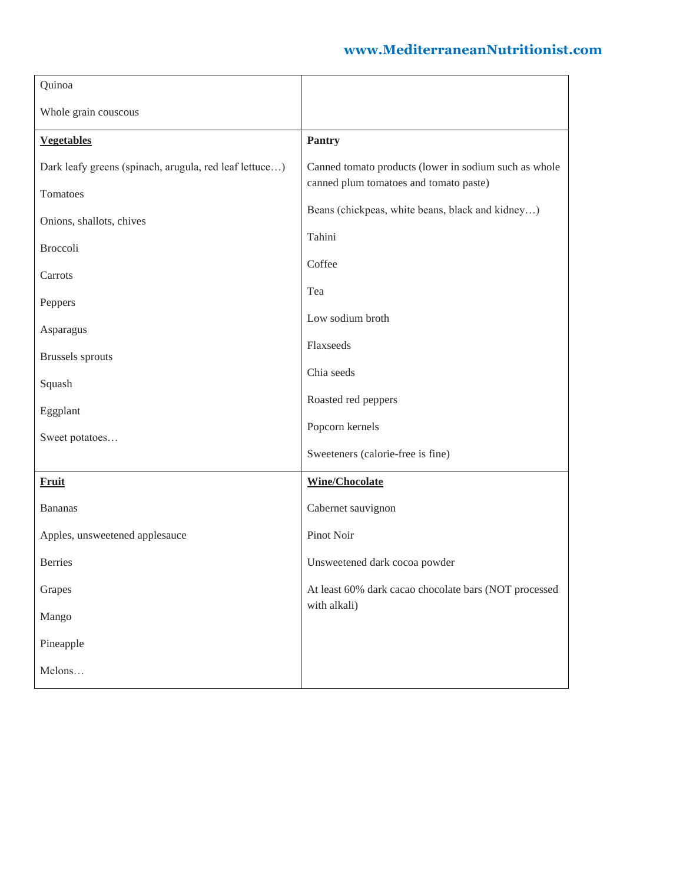| | |
|---|---|
| Quinoa<br><br>Whole grain couscous | |
| **Vegetables**<br><br>Dark leafy greens (spinach, arugula, red leaf lettuce…)<br><br>Tomatoes<br><br>Onions, shallots, chives<br><br>Broccoli<br><br>Carrots<br><br>Peppers<br><br>Asparagus<br><br>Brussels sprouts<br><br>Squash<br><br>Eggplant<br><br>Sweet potatoes… | **Pantry**<br><br>Canned tomato products (lower in sodium such as whole canned plum tomatoes and tomato paste)<br><br>Beans (chickpeas, white beans, black and kidney…)<br><br>Tahini<br><br>Coffee<br><br>Tea<br><br>Low sodium broth<br><br>Flaxseeds<br><br>Chia seeds<br><br>Roasted red peppers<br><br>Popcorn kernels<br><br>Sweeteners (calorie-free is fine) |
| **Fruit**<br><br>Bananas<br><br>Apples, unsweetened applesauce<br><br>Berries<br><br>Grapes<br><br>Mango<br><br>Pineapple<br><br>Melons… | **Wine/Chocolate**<br><br>Cabernet sauvignon<br><br>Pinot Noir<br><br>Unsweetened dark cocoa powder<br><br>At least 60% dark cacao chocolate bars (NOT processed with alkali) |